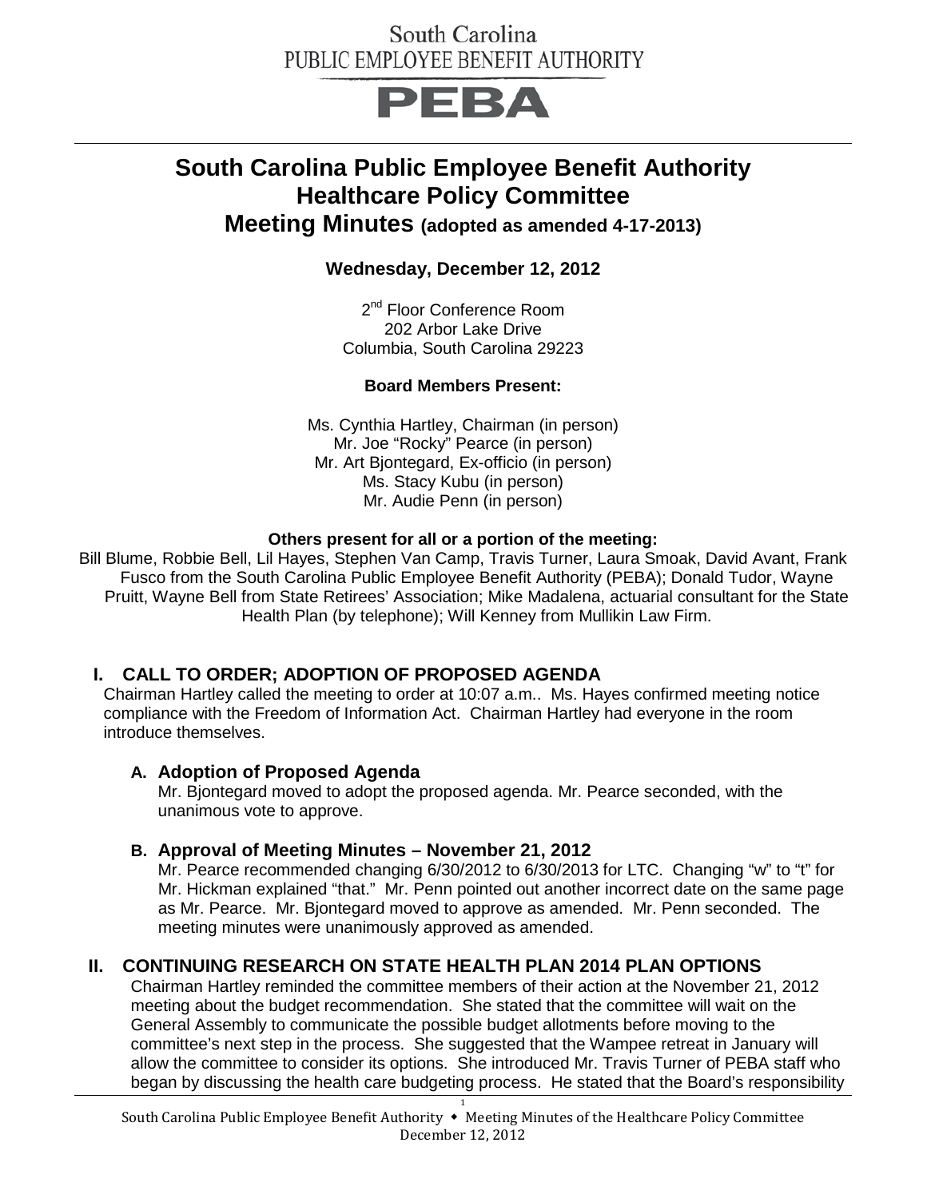South Carolina
PUBLIC EMPLOYEE BENEFIT AUTHORITY

PEBA

# South Carolina Public Employee Benefit Authority Healthcare Policy Committee Meeting Minutes (adopted as amended 4-17-2013)

**Wednesday, December 12, 2012**

2nd Floor Conference Room
202 Arbor Lake Drive
Columbia, South Carolina 29223

**Board Members Present:**

Ms. Cynthia Hartley, Chairman (in person)
Mr. Joe "Rocky" Pearce (in person)
Mr. Art Bjontegard, Ex-officio (in person)
Ms. Stacy Kubu (in person)
Mr. Audie Penn (in person)

**Others present for all or a portion of the meeting:**

Bill Blume, Robbie Bell, Lil Hayes, Stephen Van Camp, Travis Turner, Laura Smoak, David Avant, Frank Fusco from the South Carolina Public Employee Benefit Authority (PEBA); Donald Tudor, Wayne Pruitt, Wayne Bell from State Retirees' Association; Mike Madalena, actuarial consultant for the State Health Plan (by telephone); Will Kenney from Mullikin Law Firm.

## I. CALL TO ORDER; ADOPTION OF PROPOSED AGENDA

Chairman Hartley called the meeting to order at 10:07 a.m.. Ms. Hayes confirmed meeting notice compliance with the Freedom of Information Act. Chairman Hartley had everyone in the room introduce themselves.

### A. Adoption of Proposed Agenda

Mr. Bjontegard moved to adopt the proposed agenda. Mr. Pearce seconded, with the unanimous vote to approve.

### B. Approval of Meeting Minutes – November 21, 2012

Mr. Pearce recommended changing 6/30/2012 to 6/30/2013 for LTC. Changing "w" to "t" for Mr. Hickman explained "that." Mr. Penn pointed out another incorrect date on the same page as Mr. Pearce. Mr. Bjontegard moved to approve as amended. Mr. Penn seconded. The meeting minutes were unanimously approved as amended.

## II. CONTINUING RESEARCH ON STATE HEALTH PLAN 2014 PLAN OPTIONS

Chairman Hartley reminded the committee members of their action at the November 21, 2012 meeting about the budget recommendation. She stated that the committee will wait on the General Assembly to communicate the possible budget allotments before moving to the committee's next step in the process. She suggested that the Wampee retreat in January will allow the committee to consider its options. She introduced Mr. Travis Turner of PEBA staff who began by discussing the health care budgeting process. He stated that the Board's responsibility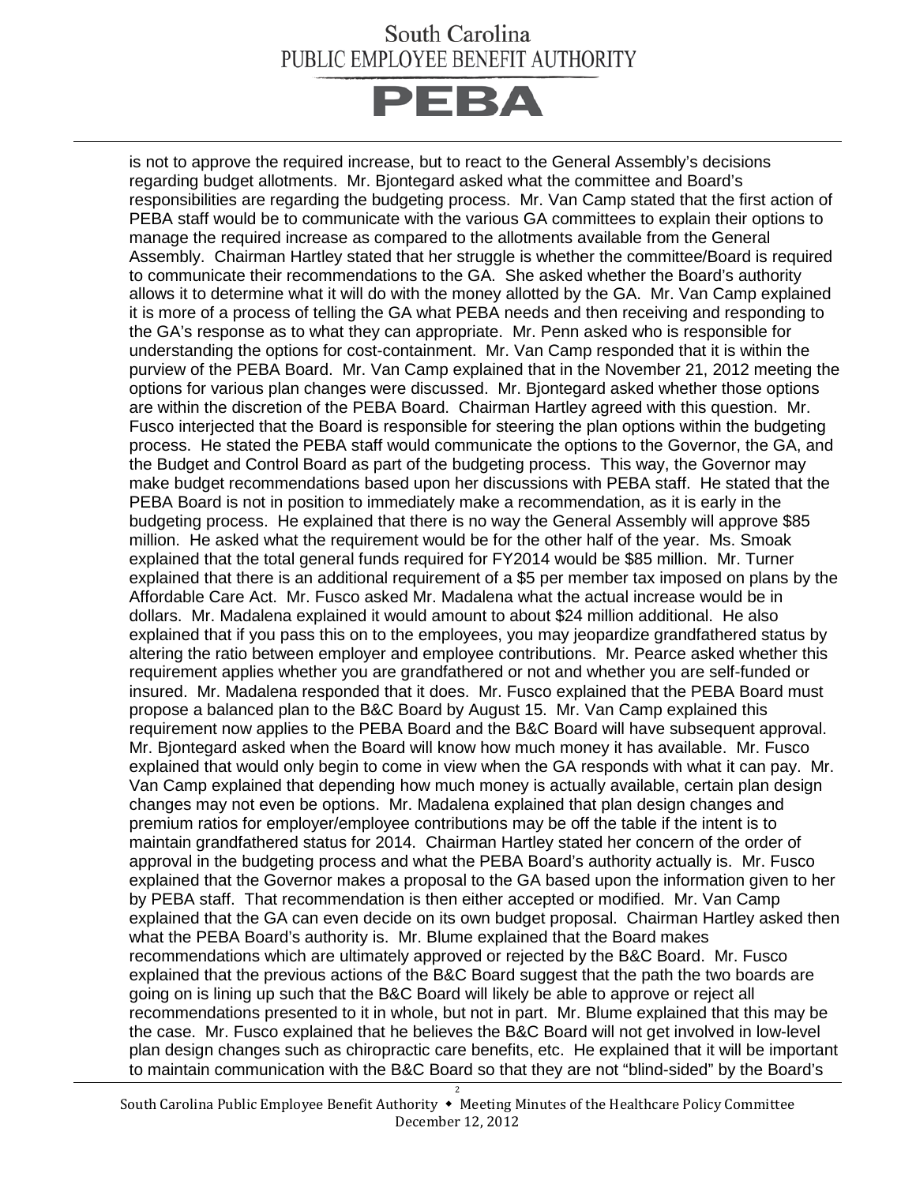is not to approve the required increase, but to react to the General Assembly's decisions regarding budget allotments. Mr. Bjontegard asked what the committee and Board's responsibilities are regarding the budgeting process. Mr. Van Camp stated that the first action of PEBA staff would be to communicate with the various GA committees to explain their options to manage the required increase as compared to the allotments available from the General Assembly. Chairman Hartley stated that her struggle is whether the committee/Board is required to communicate their recommendations to the GA. She asked whether the Board's authority allows it to determine what it will do with the money allotted by the GA. Mr. Van Camp explained it is more of a process of telling the GA what PEBA needs and then receiving and responding to the GA's response as to what they can appropriate. Mr. Penn asked who is responsible for understanding the options for cost-containment. Mr. Van Camp responded that it is within the purview of the PEBA Board. Mr. Van Camp explained that in the November 21, 2012 meeting the options for various plan changes were discussed. Mr. Bjontegard asked whether those options are within the discretion of the PEBA Board. Chairman Hartley agreed with this question. Mr. Fusco interjected that the Board is responsible for steering the plan options within the budgeting process. He stated the PEBA staff would communicate the options to the Governor, the GA, and the Budget and Control Board as part of the budgeting process. This way, the Governor may make budget recommendations based upon her discussions with PEBA staff. He stated that the PEBA Board is not in position to immediately make a recommendation, as it is early in the budgeting process. He explained that there is no way the General Assembly will approve $85 million. He asked what the requirement would be for the other half of the year. Ms. Smoak explained that the total general funds required for FY2014 would be $85 million. Mr. Turner explained that there is an additional requirement of a $5 per member tax imposed on plans by the Affordable Care Act. Mr. Fusco asked Mr. Madalena what the actual increase would be in dollars. Mr. Madalena explained it would amount to about $24 million additional. He also explained that if you pass this on to the employees, you may jeopardize grandfathered status by altering the ratio between employer and employee contributions. Mr. Pearce asked whether this requirement applies whether you are grandfathered or not and whether you are self-funded or insured. Mr. Madalena responded that it does. Mr. Fusco explained that the PEBA Board must propose a balanced plan to the B&C Board by August 15. Mr. Van Camp explained this requirement now applies to the PEBA Board and the B&C Board will have subsequent approval. Mr. Bjontegard asked when the Board will know how much money it has available. Mr. Fusco explained that would only begin to come in view when the GA responds with what it can pay. Mr. Van Camp explained that depending how much money is actually available, certain plan design changes may not even be options. Mr. Madalena explained that plan design changes and premium ratios for employer/employee contributions may be off the table if the intent is to maintain grandfathered status for 2014. Chairman Hartley stated her concern of the order of approval in the budgeting process and what the PEBA Board's authority actually is. Mr. Fusco explained that the Governor makes a proposal to the GA based upon the information given to her by PEBA staff. That recommendation is then either accepted or modified. Mr. Van Camp explained that the GA can even decide on its own budget proposal. Chairman Hartley asked then what the PEBA Board's authority is. Mr. Blume explained that the Board makes recommendations which are ultimately approved or rejected by the B&C Board. Mr. Fusco explained that the previous actions of the B&C Board suggest that the path the two boards are going on is lining up such that the B&C Board will likely be able to approve or reject all recommendations presented to it in whole, but not in part. Mr. Blume explained that this may be the case. Mr. Fusco explained that he believes the B&C Board will not get involved in low-level plan design changes such as chiropractic care benefits, etc. He explained that it will be important to maintain communication with the B&C Board so that they are not "blind-sided" by the Board's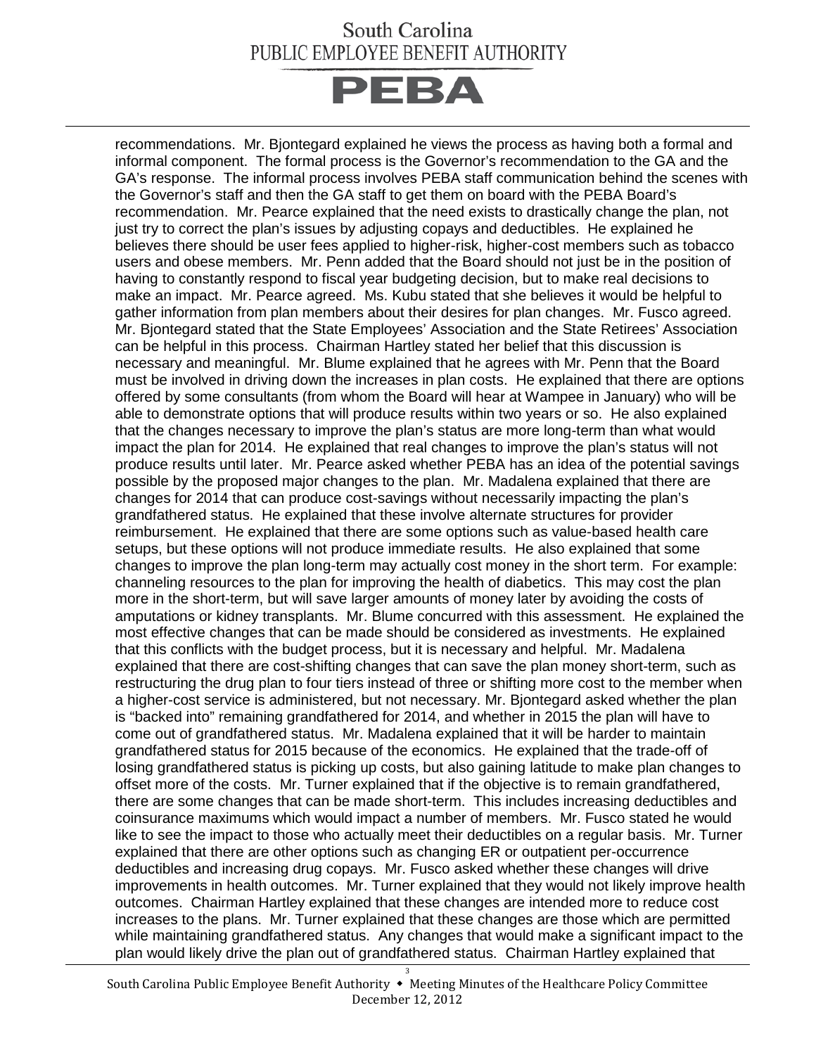recommendations. Mr. Bjontegard explained he views the process as having both a formal and informal component. The formal process is the Governor's recommendation to the GA and the GA's response. The informal process involves PEBA staff communication behind the scenes with the Governor's staff and then the GA staff to get them on board with the PEBA Board's recommendation. Mr. Pearce explained that the need exists to drastically change the plan, not just try to correct the plan's issues by adjusting copays and deductibles. He explained he believes there should be user fees applied to higher-risk, higher-cost members such as tobacco users and obese members. Mr. Penn added that the Board should not just be in the position of having to constantly respond to fiscal year budgeting decision, but to make real decisions to make an impact. Mr. Pearce agreed. Ms. Kubu stated that she believes it would be helpful to gather information from plan members about their desires for plan changes. Mr. Fusco agreed. Mr. Bjontegard stated that the State Employees' Association and the State Retirees' Association can be helpful in this process. Chairman Hartley stated her belief that this discussion is necessary and meaningful. Mr. Blume explained that he agrees with Mr. Penn that the Board must be involved in driving down the increases in plan costs. He explained that there are options offered by some consultants (from whom the Board will hear at Wampee in January) who will be able to demonstrate options that will produce results within two years or so. He also explained that the changes necessary to improve the plan's status are more long-term than what would impact the plan for 2014. He explained that real changes to improve the plan's status will not produce results until later. Mr. Pearce asked whether PEBA has an idea of the potential savings possible by the proposed major changes to the plan. Mr. Madalena explained that there are changes for 2014 that can produce cost-savings without necessarily impacting the plan's grandfathered status. He explained that these involve alternate structures for provider reimbursement. He explained that there are some options such as value-based health care setups, but these options will not produce immediate results. He also explained that some changes to improve the plan long-term may actually cost money in the short term. For example: channeling resources to the plan for improving the health of diabetics. This may cost the plan more in the short-term, but will save larger amounts of money later by avoiding the costs of amputations or kidney transplants. Mr. Blume concurred with this assessment. He explained the most effective changes that can be made should be considered as investments. He explained that this conflicts with the budget process, but it is necessary and helpful. Mr. Madalena explained that there are cost-shifting changes that can save the plan money short-term, such as restructuring the drug plan to four tiers instead of three or shifting more cost to the member when a higher-cost service is administered, but not necessary. Mr. Bjontegard asked whether the plan is "backed into" remaining grandfathered for 2014, and whether in 2015 the plan will have to come out of grandfathered status. Mr. Madalena explained that it will be harder to maintain grandfathered status for 2015 because of the economics. He explained that the trade-off of losing grandfathered status is picking up costs, but also gaining latitude to make plan changes to offset more of the costs. Mr. Turner explained that if the objective is to remain grandfathered, there are some changes that can be made short-term. This includes increasing deductibles and coinsurance maximums which would impact a number of members. Mr. Fusco stated he would like to see the impact to those who actually meet their deductibles on a regular basis. Mr. Turner explained that there are other options such as changing ER or outpatient per-occurrence deductibles and increasing drug copays. Mr. Fusco asked whether these changes will drive improvements in health outcomes. Mr. Turner explained that they would not likely improve health outcomes. Chairman Hartley explained that these changes are intended more to reduce cost increases to the plans. Mr. Turner explained that these changes are those which are permitted while maintaining grandfathered status. Any changes that would make a significant impact to the plan would likely drive the plan out of grandfathered status. Chairman Hartley explained that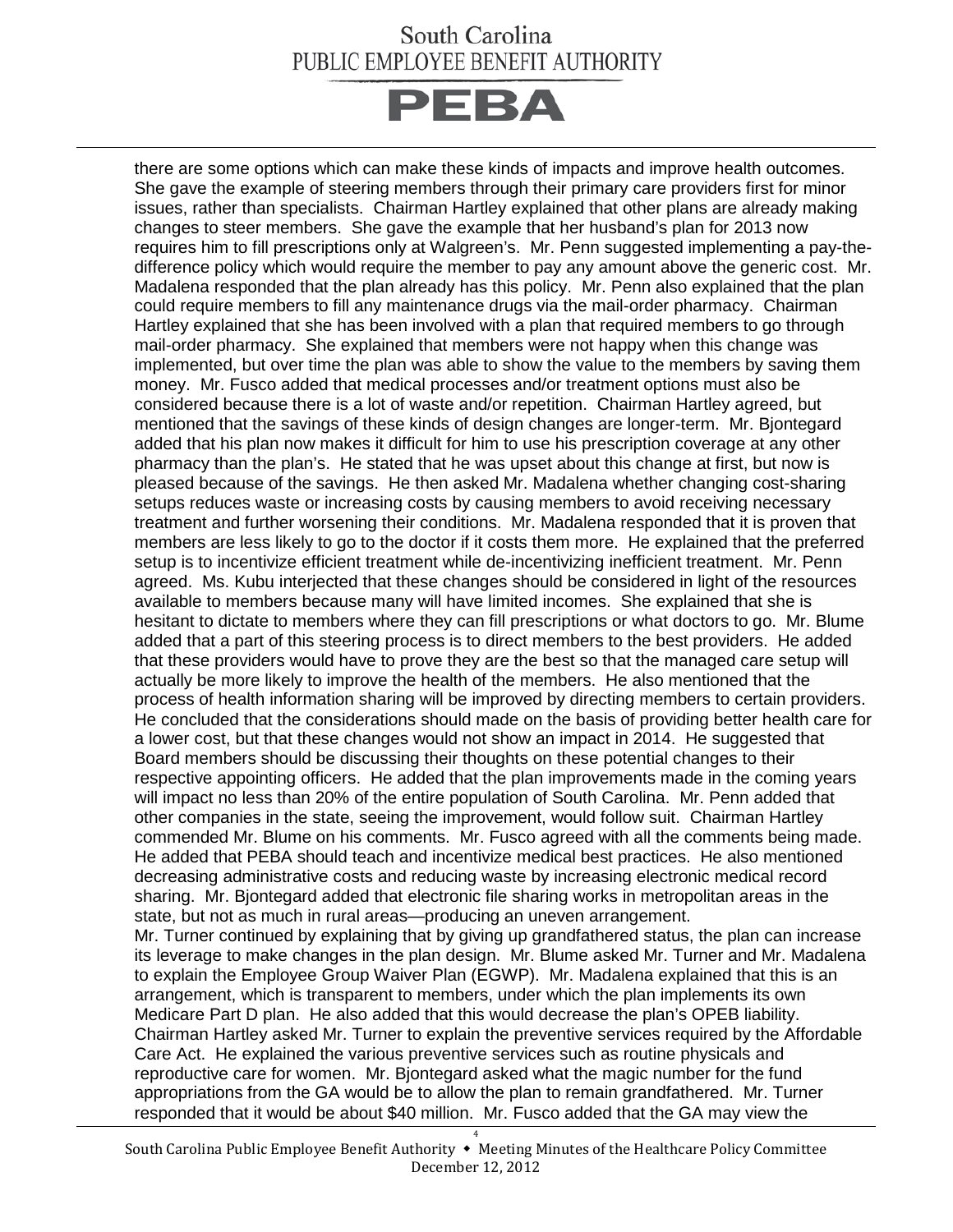there are some options which can make these kinds of impacts and improve health outcomes. She gave the example of steering members through their primary care providers first for minor issues, rather than specialists. Chairman Hartley explained that other plans are already making changes to steer members. She gave the example that her husband's plan for 2013 now requires him to fill prescriptions only at Walgreen's. Mr. Penn suggested implementing a pay-the-difference policy which would require the member to pay any amount above the generic cost. Mr. Madalena responded that the plan already has this policy. Mr. Penn also explained that the plan could require members to fill any maintenance drugs via the mail-order pharmacy. Chairman Hartley explained that she has been involved with a plan that required members to go through mail-order pharmacy. She explained that members were not happy when this change was implemented, but over time the plan was able to show the value to the members by saving them money. Mr. Fusco added that medical processes and/or treatment options must also be considered because there is a lot of waste and/or repetition. Chairman Hartley agreed, but mentioned that the savings of these kinds of design changes are longer-term. Mr. Bjontegard added that his plan now makes it difficult for him to use his prescription coverage at any other pharmacy than the plan's. He stated that he was upset about this change at first, but now is pleased because of the savings. He then asked Mr. Madalena whether changing cost-sharing setups reduces waste or increasing costs by causing members to avoid receiving necessary treatment and further worsening their conditions. Mr. Madalena responded that it is proven that members are less likely to go to the doctor if it costs them more. He explained that the preferred setup is to incentivize efficient treatment while de-incentivizing inefficient treatment. Mr. Penn agreed. Ms. Kubu interjected that these changes should be considered in light of the resources available to members because many will have limited incomes. She explained that she is hesitant to dictate to members where they can fill prescriptions or what doctors to go. Mr. Blume added that a part of this steering process is to direct members to the best providers. He added that these providers would have to prove they are the best so that the managed care setup will actually be more likely to improve the health of the members. He also mentioned that the process of health information sharing will be improved by directing members to certain providers. He concluded that the considerations should made on the basis of providing better health care for a lower cost, but that these changes would not show an impact in 2014. He suggested that Board members should be discussing their thoughts on these potential changes to their respective appointing officers. He added that the plan improvements made in the coming years will impact no less than 20% of the entire population of South Carolina. Mr. Penn added that other companies in the state, seeing the improvement, would follow suit. Chairman Hartley commended Mr. Blume on his comments. Mr. Fusco agreed with all the comments being made. He added that PEBA should teach and incentivize medical best practices. He also mentioned decreasing administrative costs and reducing waste by increasing electronic medical record sharing. Mr. Bjontegard added that electronic file sharing works in metropolitan areas in the state, but not as much in rural areas—producing an uneven arrangement.

Mr. Turner continued by explaining that by giving up grandfathered status, the plan can increase its leverage to make changes in the plan design. Mr. Blume asked Mr. Turner and Mr. Madalena to explain the Employee Group Waiver Plan (EGWP). Mr. Madalena explained that this is an arrangement, which is transparent to members, under which the plan implements its own Medicare Part D plan. He also added that this would decrease the plan's OPEB liability. Chairman Hartley asked Mr. Turner to explain the preventive services required by the Affordable Care Act. He explained the various preventive services such as routine physicals and reproductive care for women. Mr. Bjontegard asked what the magic number for the fund appropriations from the GA would be to allow the plan to remain grandfathered. Mr. Turner responded that it would be about $40 million. Mr. Fusco added that the GA may view the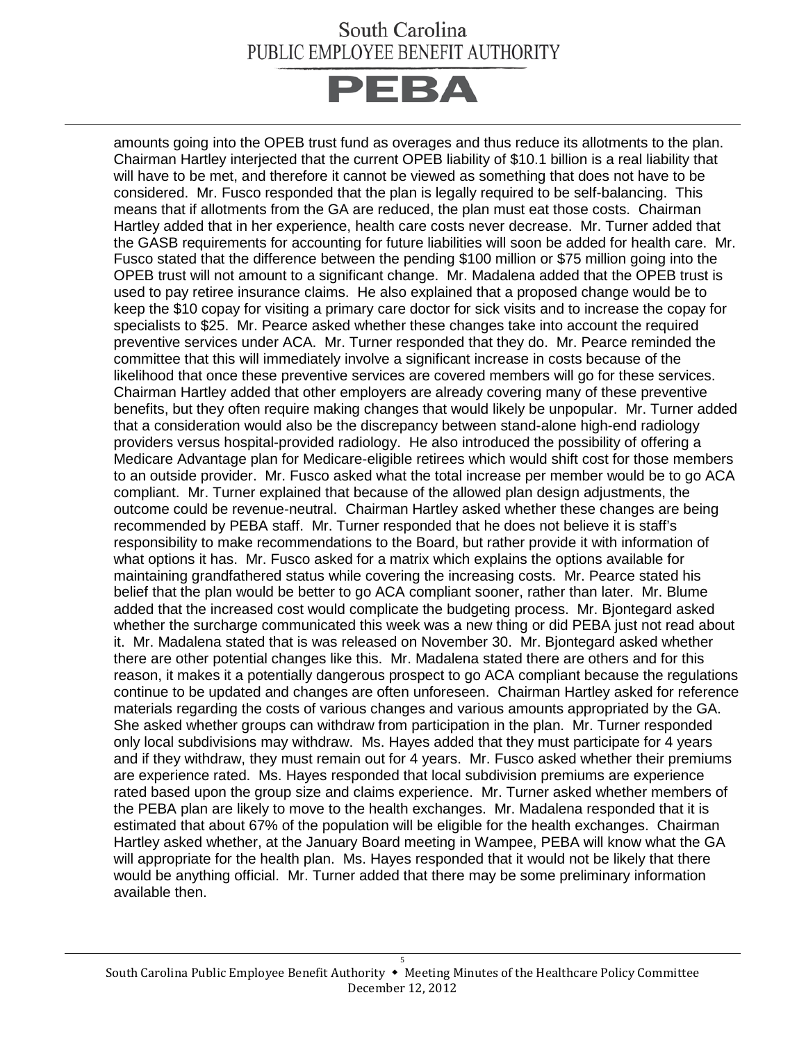amounts going into the OPEB trust fund as overages and thus reduce its allotments to the plan. Chairman Hartley interjected that the current OPEB liability of $10.1 billion is a real liability that will have to be met, and therefore it cannot be viewed as something that does not have to be considered. Mr. Fusco responded that the plan is legally required to be self-balancing. This means that if allotments from the GA are reduced, the plan must eat those costs. Chairman Hartley added that in her experience, health care costs never decrease. Mr. Turner added that the GASB requirements for accounting for future liabilities will soon be added for health care. Mr. Fusco stated that the difference between the pending $100 million or $75 million going into the OPEB trust will not amount to a significant change. Mr. Madalena added that the OPEB trust is used to pay retiree insurance claims. He also explained that a proposed change would be to keep the $10 copay for visiting a primary care doctor for sick visits and to increase the copay for specialists to $25. Mr. Pearce asked whether these changes take into account the required preventive services under ACA. Mr. Turner responded that they do. Mr. Pearce reminded the committee that this will immediately involve a significant increase in costs because of the likelihood that once these preventive services are covered members will go for these services. Chairman Hartley added that other employers are already covering many of these preventive benefits, but they often require making changes that would likely be unpopular. Mr. Turner added that a consideration would also be the discrepancy between stand-alone high-end radiology providers versus hospital-provided radiology. He also introduced the possibility of offering a Medicare Advantage plan for Medicare-eligible retirees which would shift cost for those members to an outside provider. Mr. Fusco asked what the total increase per member would be to go ACA compliant. Mr. Turner explained that because of the allowed plan design adjustments, the outcome could be revenue-neutral. Chairman Hartley asked whether these changes are being recommended by PEBA staff. Mr. Turner responded that he does not believe it is staff's responsibility to make recommendations to the Board, but rather provide it with information of what options it has. Mr. Fusco asked for a matrix which explains the options available for maintaining grandfathered status while covering the increasing costs. Mr. Pearce stated his belief that the plan would be better to go ACA compliant sooner, rather than later. Mr. Blume added that the increased cost would complicate the budgeting process. Mr. Bjontegard asked whether the surcharge communicated this week was a new thing or did PEBA just not read about it. Mr. Madalena stated that is was released on November 30. Mr. Bjontegard asked whether there are other potential changes like this. Mr. Madalena stated there are others and for this reason, it makes it a potentially dangerous prospect to go ACA compliant because the regulations continue to be updated and changes are often unforeseen. Chairman Hartley asked for reference materials regarding the costs of various changes and various amounts appropriated by the GA. She asked whether groups can withdraw from participation in the plan. Mr. Turner responded only local subdivisions may withdraw. Ms. Hayes added that they must participate for 4 years and if they withdraw, they must remain out for 4 years. Mr. Fusco asked whether their premiums are experience rated. Ms. Hayes responded that local subdivision premiums are experience rated based upon the group size and claims experience. Mr. Turner asked whether members of the PEBA plan are likely to move to the health exchanges. Mr. Madalena responded that it is estimated that about 67% of the population will be eligible for the health exchanges. Chairman Hartley asked whether, at the January Board meeting in Wampee, PEBA will know what the GA will appropriate for the health plan. Ms. Hayes responded that it would not be likely that there would be anything official. Mr. Turner added that there may be some preliminary information available then.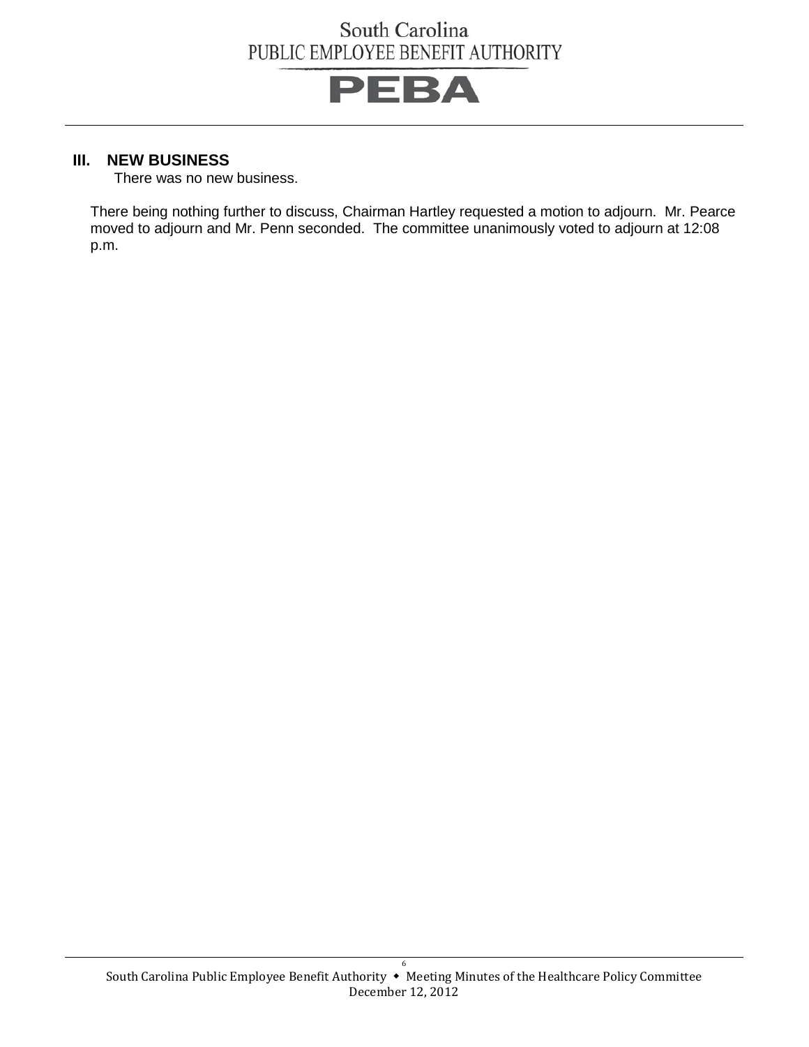## III. NEW BUSINESS

There was no new business.

There being nothing further to discuss, Chairman Hartley requested a motion to adjourn. Mr. Pearce moved to adjourn and Mr. Penn seconded. The committee unanimously voted to adjourn at 12:08 p.m.